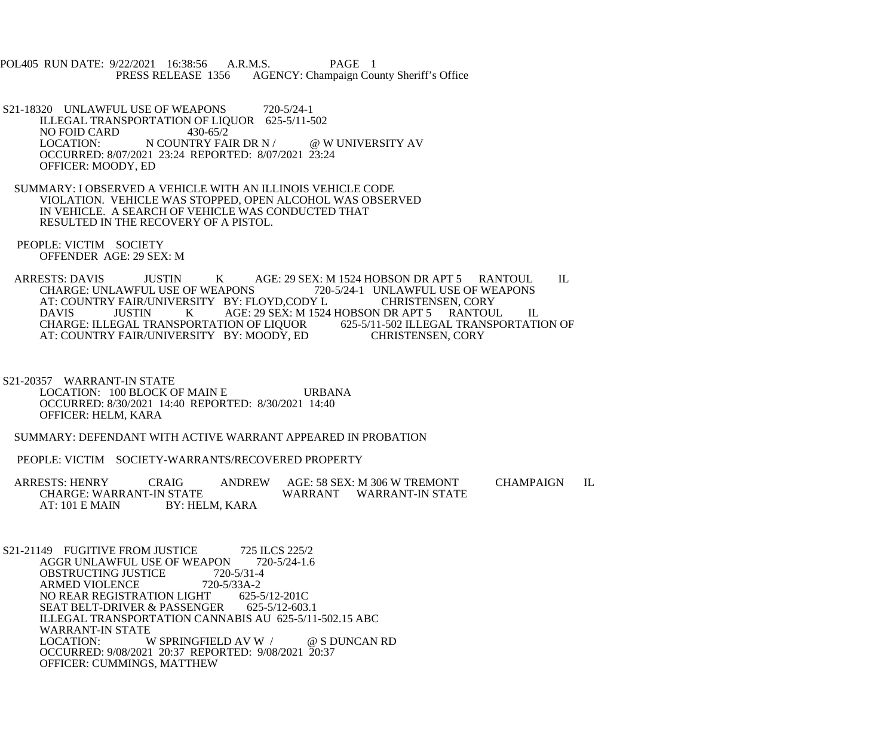POL405 RUN DATE: 9/22/2021 16:38:56 A.R.M.S. PAGE 1
PRESS RELEASE 1356 AGENCY: Champaign County Sheriff's Office

S21-18320 UNLAWFUL USE OF WEAPONS 720-5/24-1
ILLEGAL TRANSPORTATION OF LIQUOR 625-5/11-502
NO FOID CARD 430-65/2
LOCATION: N COUNTRY FAIR DR N / @ W UNIVERSITY AV
OCCURRED: 8/07/2021 23:24 REPORTED: 8/07/2021 23:24
OFFICER: MOODY, ED

SUMMARY: I OBSERVED A VEHICLE WITH AN ILLINOIS VEHICLE CODE VIOLATION. VEHICLE WAS STOPPED, OPEN ALCOHOL WAS OBSERVED IN VEHICLE. A SEARCH OF VEHICLE WAS CONDUCTED THAT RESULTED IN THE RECOVERY OF A PISTOL.

PEOPLE: VICTIM SOCIETY
OFFENDER AGE: 29 SEX: M

ARRESTS: DAVIS JUSTIN K AGE: 29 SEX: M 1524 HOBSON DR APT 5 RANTOUL IL
CHARGE: UNLAWFUL USE OF WEAPONS 720-5/24-1 UNLAWFUL USE OF WEAPONS
AT: COUNTRY FAIR/UNIVERSITY BY: FLOYD,CODY L CHRISTENSEN, CORY
DAVIS JUSTIN K AGE: 29 SEX: M 1524 HOBSON DR APT 5 RANTOUL IL
CHARGE: ILLEGAL TRANSPORTATION OF LIQUOR 625-5/11-502 ILLEGAL TRANSPORTATION OF
AT: COUNTRY FAIR/UNIVERSITY BY: MOODY, ED CHRISTENSEN, CORY

S21-20357 WARRANT-IN STATE
LOCATION: 100 BLOCK OF MAIN E URBANA
OCCURRED: 8/30/2021 14:40 REPORTED: 8/30/2021 14:40
OFFICER: HELM, KARA

SUMMARY: DEFENDANT WITH ACTIVE WARRANT APPEARED IN PROBATION

PEOPLE: VICTIM SOCIETY-WARRANTS/RECOVERED PROPERTY

ARRESTS: HENRY CRAIG ANDREW AGE: 58 SEX: M 306 W TREMONT CHAMPAIGN IL
CHARGE: WARRANT-IN STATE WARRANT WARRANT-IN STATE
AT: 101 E MAIN BY: HELM, KARA

S21-21149 FUGITIVE FROM JUSTICE 725 ILCS 225/2
AGGR UNLAWFUL USE OF WEAPON 720-5/24-1.6
OBSTRUCTING JUSTICE 720-5/31-4
ARMED VIOLENCE 720-5/33A-2
NO REAR REGISTRATION LIGHT 625-5/12-201C
SEAT BELT-DRIVER & PASSENGER 625-5/12-603.1
ILLEGAL TRANSPORTATION CANNABIS AU 625-5/11-502.15 ABC
WARRANT-IN STATE
LOCATION: W SPRINGFIELD AV W / @ S DUNCAN RD
OCCURRED: 9/08/2021 20:37 REPORTED: 9/08/2021 20:37
OFFICER: CUMMINGS, MATTHEW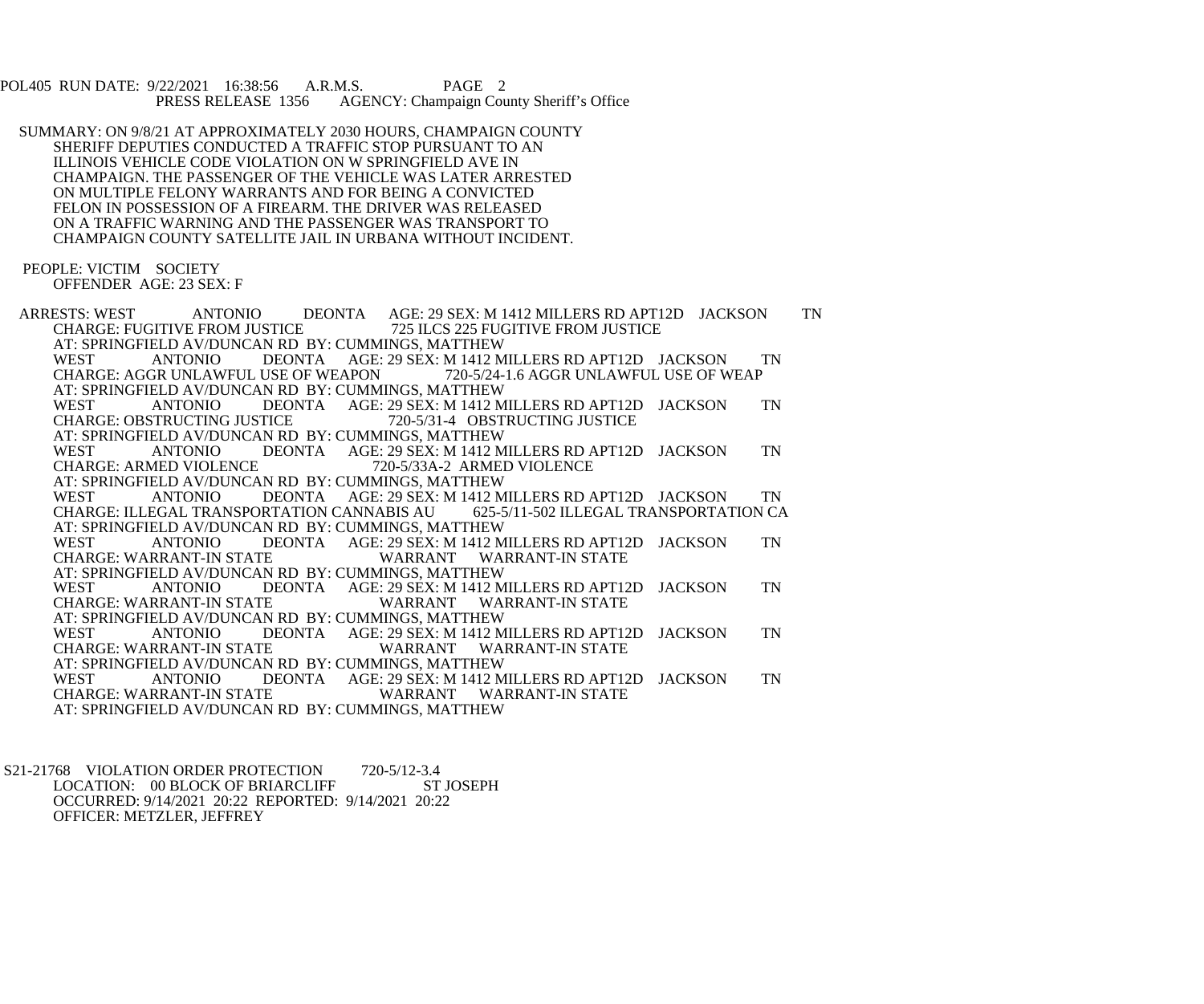POL405 RUN DATE: 9/22/2021 16:38:56 A.R.M.S. PAGE 2
PRESS RELEASE 1356 AGENCY: Champaign County Sheriff's Office

SUMMARY: ON 9/8/21 AT APPROXIMATELY 2030 HOURS, CHAMPAIGN COUNTY SHERIFF DEPUTIES CONDUCTED A TRAFFIC STOP PURSUANT TO AN ILLINOIS VEHICLE CODE VIOLATION ON W SPRINGFIELD AVE IN CHAMPAIGN. THE PASSENGER OF THE VEHICLE WAS LATER ARRESTED ON MULTIPLE FELONY WARRANTS AND FOR BEING A CONVICTED FELON IN POSSESSION OF A FIREARM. THE DRIVER WAS RELEASED ON A TRAFFIC WARNING AND THE PASSENGER WAS TRANSPORT TO CHAMPAIGN COUNTY SATELLITE JAIL IN URBANA WITHOUT INCIDENT.

PEOPLE: VICTIM SOCIETY
OFFENDER AGE: 23 SEX: F

ARRESTS: WEST ANTONIO DEONTA AGE: 29 SEX: M 1412 MILLERS RD APT12D JACKSON TN
CHARGE: FUGITIVE FROM JUSTICE 725 ILCS 225 FUGITIVE FROM JUSTICE
AT: SPRINGFIELD AV/DUNCAN RD BY: CUMMINGS, MATTHEW
WEST ANTONIO DEONTA AGE: 29 SEX: M 1412 MILLERS RD APT12D JACKSON TN
CHARGE: AGGR UNLAWFUL USE OF WEAPON 720-5/24-1.6 AGGR UNLAWFUL USE OF WEAP
AT: SPRINGFIELD AV/DUNCAN RD BY: CUMMINGS, MATTHEW
WEST ANTONIO DEONTA AGE: 29 SEX: M 1412 MILLERS RD APT12D JACKSON TN
CHARGE: OBSTRUCTING JUSTICE 720-5/31-4 OBSTRUCTING JUSTICE
AT: SPRINGFIELD AV/DUNCAN RD BY: CUMMINGS, MATTHEW
WEST ANTONIO DEONTA AGE: 29 SEX: M 1412 MILLERS RD APT12D JACKSON TN
CHARGE: ARMED VIOLENCE 720-5/33A-2 ARMED VIOLENCE
AT: SPRINGFIELD AV/DUNCAN RD BY: CUMMINGS, MATTHEW
WEST ANTONIO DEONTA AGE: 29 SEX: M 1412 MILLERS RD APT12D JACKSON TN
CHARGE: ILLEGAL TRANSPORTATION CANNABIS AU 625-5/11-502 ILLEGAL TRANSPORTATION CA
AT: SPRINGFIELD AV/DUNCAN RD BY: CUMMINGS, MATTHEW
WEST ANTONIO DEONTA AGE: 29 SEX: M 1412 MILLERS RD APT12D JACKSON TN
CHARGE: WARRANT-IN STATE WARRANT WARRANT-IN STATE
AT: SPRINGFIELD AV/DUNCAN RD BY: CUMMINGS, MATTHEW
WEST ANTONIO DEONTA AGE: 29 SEX: M 1412 MILLERS RD APT12D JACKSON TN
CHARGE: WARRANT-IN STATE WARRANT WARRANT-IN STATE
AT: SPRINGFIELD AV/DUNCAN RD BY: CUMMINGS, MATTHEW
WEST ANTONIO DEONTA AGE: 29 SEX: M 1412 MILLERS RD APT12D JACKSON TN
CHARGE: WARRANT-IN STATE WARRANT WARRANT-IN STATE
AT: SPRINGFIELD AV/DUNCAN RD BY: CUMMINGS, MATTHEW
WEST ANTONIO DEONTA AGE: 29 SEX: M 1412 MILLERS RD APT12D JACKSON TN
CHARGE: WARRANT-IN STATE WARRANT WARRANT-IN STATE
AT: SPRINGFIELD AV/DUNCAN RD BY: CUMMINGS, MATTHEW

S21-21768 VIOLATION ORDER PROTECTION 720-5/12-3.4
LOCATION: 00 BLOCK OF BRIARCLIFF ST JOSEPH
OCCURRED: 9/14/2021 20:22 REPORTED: 9/14/2021 20:22
OFFICER: METZLER, JEFFREY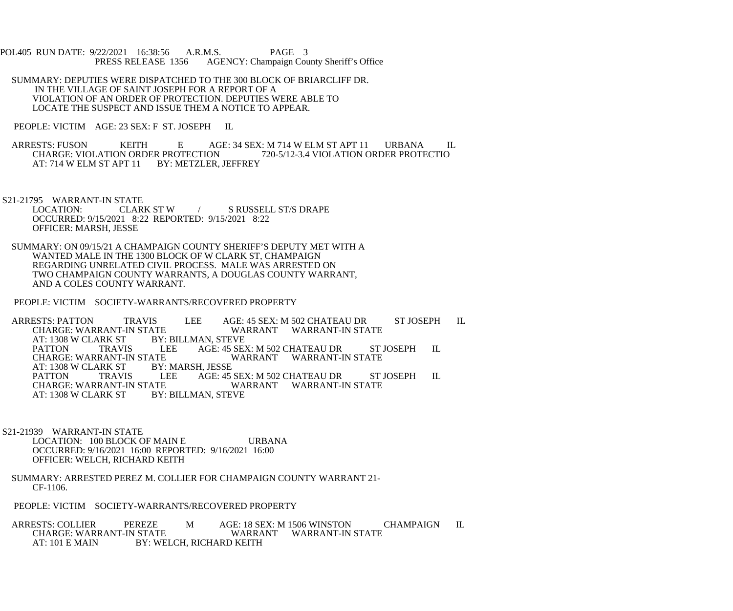POL405 RUN DATE: 9/22/2021 16:38:56 A.R.M.S. PAGE 3
PRESS RELEASE 1356 AGENCY: Champaign County Sheriff's Office

SUMMARY: DEPUTIES WERE DISPATCHED TO THE 300 BLOCK OF BRIARCLIFF DR. IN THE VILLAGE OF SAINT JOSEPH FOR A REPORT OF A VIOLATION OF AN ORDER OF PROTECTION. DEPUTIES WERE ABLE TO LOCATE THE SUSPECT AND ISSUE THEM A NOTICE TO APPEAR.

PEOPLE: VICTIM AGE: 23 SEX: F ST. JOSEPH IL

ARRESTS: FUSON KEITH E AGE: 34 SEX: M 714 W ELM ST APT 11 URBANA IL
CHARGE: VIOLATION ORDER PROTECTION 720-5/12-3.4 VIOLATION ORDER PROTECTIO
AT: 714 W ELM ST APT 11 BY: METZLER, JEFFREY

S21-21795 WARRANT-IN STATE
LOCATION: CLARK ST W / S RUSSELL ST/S DRAPE
OCCURRED: 9/15/2021 8:22 REPORTED: 9/15/2021 8:22
OFFICER: MARSH, JESSE

SUMMARY: ON 09/15/21 A CHAMPAIGN COUNTY SHERIFF'S DEPUTY MET WITH A WANTED MALE IN THE 1300 BLOCK OF W CLARK ST, CHAMPAIGN REGARDING UNRELATED CIVIL PROCESS. MALE WAS ARRESTED ON TWO CHAMPAIGN COUNTY WARRANTS, A DOUGLAS COUNTY WARRANT, AND A COLES COUNTY WARRANT.

PEOPLE: VICTIM SOCIETY-WARRANTS/RECOVERED PROPERTY

ARRESTS: PATTON TRAVIS LEE AGE: 45 SEX: M 502 CHATEAU DR ST JOSEPH IL
CHARGE: WARRANT-IN STATE WARRANT WARRANT-IN STATE
AT: 1308 W CLARK ST BY: BILLMAN, STEVE
PATTON TRAVIS LEE AGE: 45 SEX: M 502 CHATEAU DR ST JOSEPH IL
CHARGE: WARRANT-IN STATE WARRANT WARRANT-IN STATE
AT: 1308 W CLARK ST BY: MARSH, JESSE
PATTON TRAVIS LEE AGE: 45 SEX: M 502 CHATEAU DR ST JOSEPH IL
CHARGE: WARRANT-IN STATE WARRANT WARRANT-IN STATE
AT: 1308 W CLARK ST BY: BILLMAN, STEVE

S21-21939 WARRANT-IN STATE
LOCATION: 100 BLOCK OF MAIN E URBANA
OCCURRED: 9/16/2021 16:00 REPORTED: 9/16/2021 16:00
OFFICER: WELCH, RICHARD KEITH

SUMMARY: ARRESTED PEREZ M. COLLIER FOR CHAMPAIGN COUNTY WARRANT 21-CF-1106.

PEOPLE: VICTIM SOCIETY-WARRANTS/RECOVERED PROPERTY

ARRESTS: COLLIER PEREZE M AGE: 18 SEX: M 1506 WINSTON CHAMPAIGN IL
CHARGE: WARRANT-IN STATE WARRANT WARRANT-IN STATE
AT: 101 E MAIN BY: WELCH, RICHARD KEITH